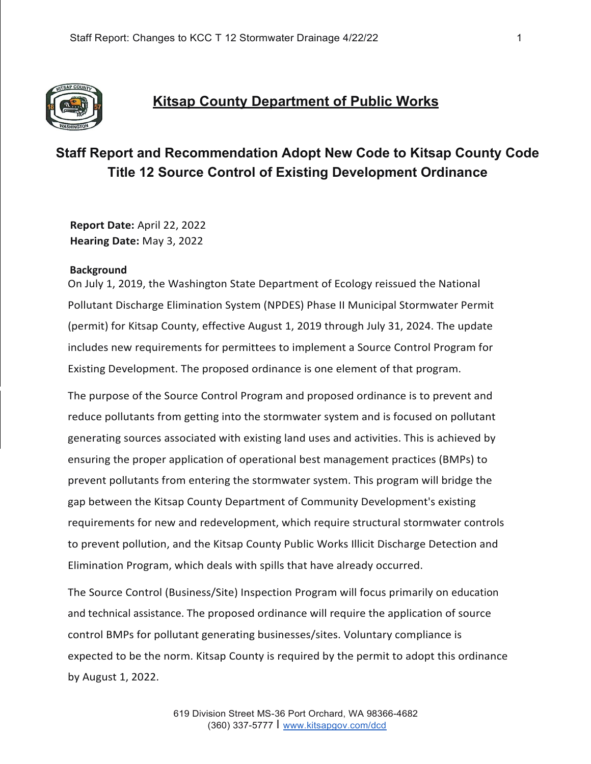# Kitsap County Department of Public Works

## Staff Report and Recommendation Adopt New Code to Kitsap County Code Title 12 Source Control of Existing Development Ordinance

**Report Date:** April 22, 2022
**Hearing Date:** May 3, 2022

**Background**

On July 1, 2019, the Washington State Department of Ecology reissued the National Pollutant Discharge Elimination System (NPDES) Phase II Municipal Stormwater Permit (permit) for Kitsap County, effective August 1, 2019 through July 31, 2024. The update includes new requirements for permittees to implement a Source Control Program for Existing Development. The proposed ordinance is one element of that program.

The purpose of the Source Control Program and proposed ordinance is to prevent and reduce pollutants from getting into the stormwater system and is focused on pollutant generating sources associated with existing land uses and activities. This is achieved by ensuring the proper application of operational best management practices (BMPs) to prevent pollutants from entering the stormwater system. This program will bridge the gap between the Kitsap County Department of Community Development's existing requirements for new and redevelopment, which require structural stormwater controls to prevent pollution, and the Kitsap County Public Works Illicit Discharge Detection and Elimination Program, which deals with spills that have already occurred.

The Source Control (Business/Site) Inspection Program will focus primarily on education and technical assistance. The proposed ordinance will require the application of source control BMPs for pollutant generating businesses/sites. Voluntary compliance is expected to be the norm. Kitsap County is required by the permit to adopt this ordinance by August 1, 2022.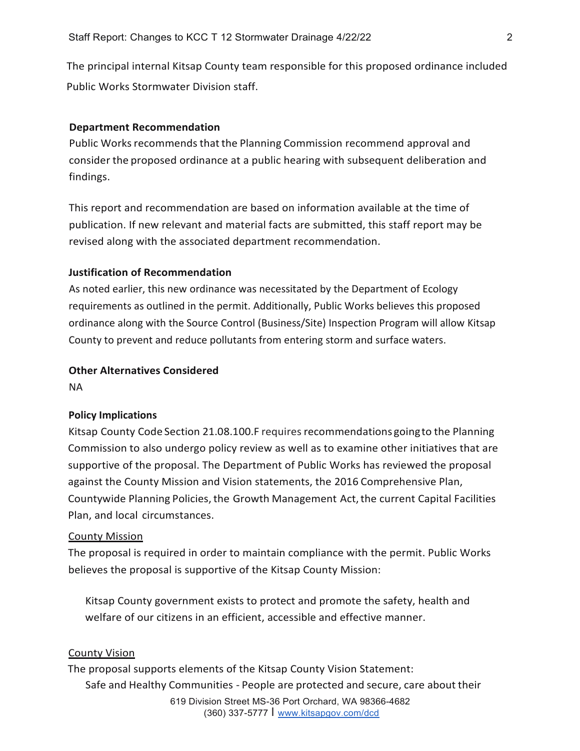The principal internal Kitsap County team responsible for this proposed ordinance included Public Works Stormwater Division staff.

**Department Recommendation**

Public Works recommends that the Planning Commission recommend approval and consider the proposed ordinance at a public hearing with subsequent deliberation and findings.

This report and recommendation are based on information available at the time of publication. If new relevant and material facts are submitted, this staff report may be revised along with the associated department recommendation.

**Justification of Recommendation**

As noted earlier, this new ordinance was necessitated by the Department of Ecology requirements as outlined in the permit. Additionally, Public Works believes this proposed ordinance along with the Source Control (Business/Site) Inspection Program will allow Kitsap County to prevent and reduce pollutants from entering storm and surface waters.

**Other Alternatives Considered**

NA

**Policy Implications**

Kitsap County Code Section 21.08.100.F requires recommendations going to the Planning Commission to also undergo policy review as well as to examine other initiatives that are supportive of the proposal. The Department of Public Works has reviewed the proposal against the County Mission and Vision statements, the 2016 Comprehensive Plan, Countywide Planning Policies, the Growth Management Act, the current Capital Facilities Plan, and local circumstances.

<u>County Mission</u>

The proposal is required in order to maintain compliance with the permit. Public Works believes the proposal is supportive of the Kitsap County Mission:

> Kitsap County government exists to protect and promote the safety, health and welfare of our citizens in an efficient, accessible and effective manner.

<u>County Vision</u>

The proposal supports elements of the Kitsap County Vision Statement:

> Safe and Healthy Communities - People are protected and secure, care about their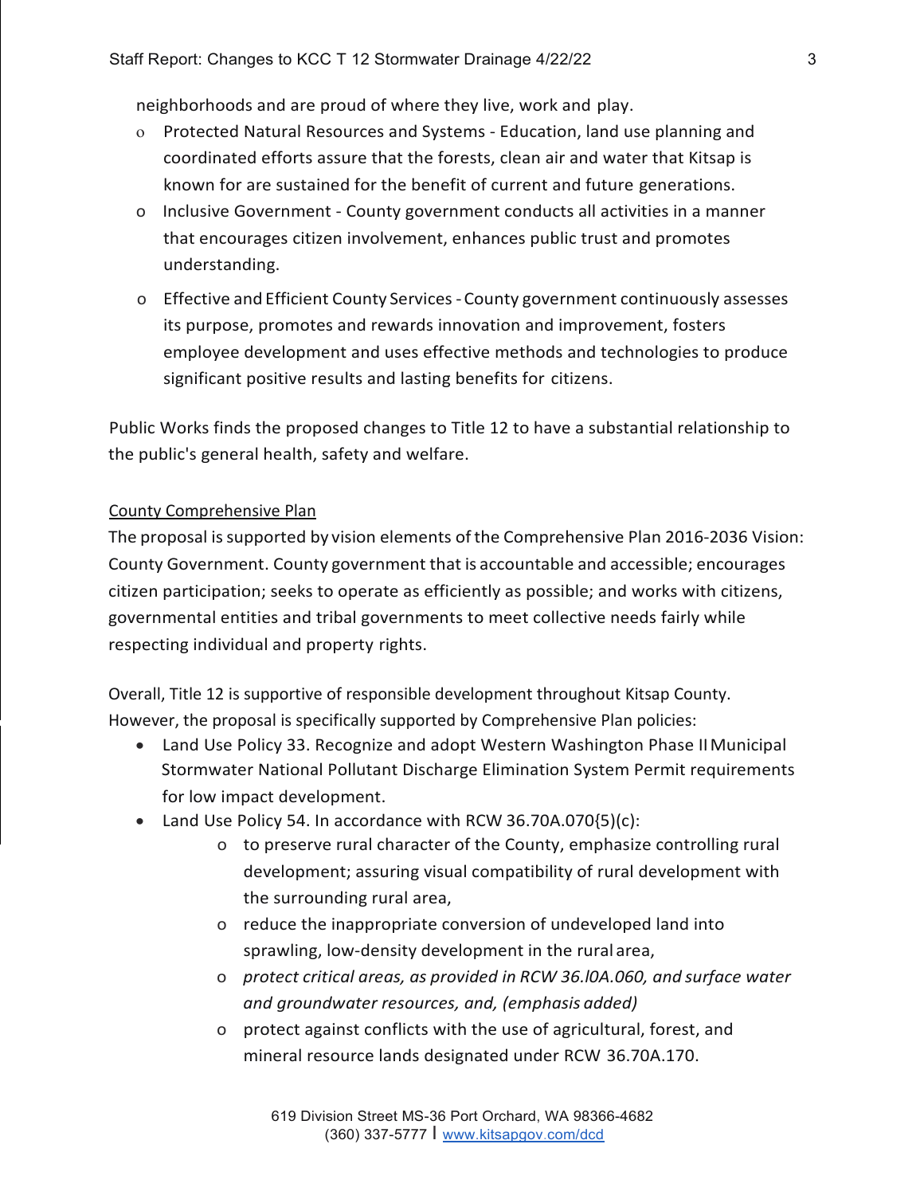neighborhoods and are proud of where they live, work and play.

- Protected Natural Resources and Systems - Education, land use planning and coordinated efforts assure that the forests, clean air and water that Kitsap is known for are sustained for the benefit of current and future generations.
- Inclusive Government - County government conducts all activities in a manner that encourages citizen involvement, enhances public trust and promotes understanding.
- Effective and Efficient County Services - County government continuously assesses its purpose, promotes and rewards innovation and improvement, fosters employee development and uses effective methods and technologies to produce significant positive results and lasting benefits for citizens.

Public Works finds the proposed changes to Title 12 to have a substantial relationship to the public's general health, safety and welfare.

<u>County Comprehensive Plan</u>

The proposal is supported by vision elements of the Comprehensive Plan 2016-2036 Vision: County Government. County government that is accountable and accessible; encourages citizen participation; seeks to operate as efficiently as possible; and works with citizens, governmental entities and tribal governments to meet collective needs fairly while respecting individual and property rights.

Overall, Title 12 is supportive of responsible development throughout Kitsap County. However, the proposal is specifically supported by Comprehensive Plan policies:

- Land Use Policy 33. Recognize and adopt Western Washington Phase II Municipal Stormwater National Pollutant Discharge Elimination System Permit requirements for low impact development.
- Land Use Policy 54. In accordance with RCW 36.70A.070{5)(c):
    - to preserve rural character of the County, emphasize controlling rural development; assuring visual compatibility of rural development with the surrounding rural area,
    - reduce the inappropriate conversion of undeveloped land into sprawling, low-density development in the rural area,
    - *protect critical areas, as provided in RCW 36.l0A.060, and surface water and groundwater resources, and, (emphasis added)*
    - protect against conflicts with the use of agricultural, forest, and mineral resource lands designated under RCW 36.70A.170.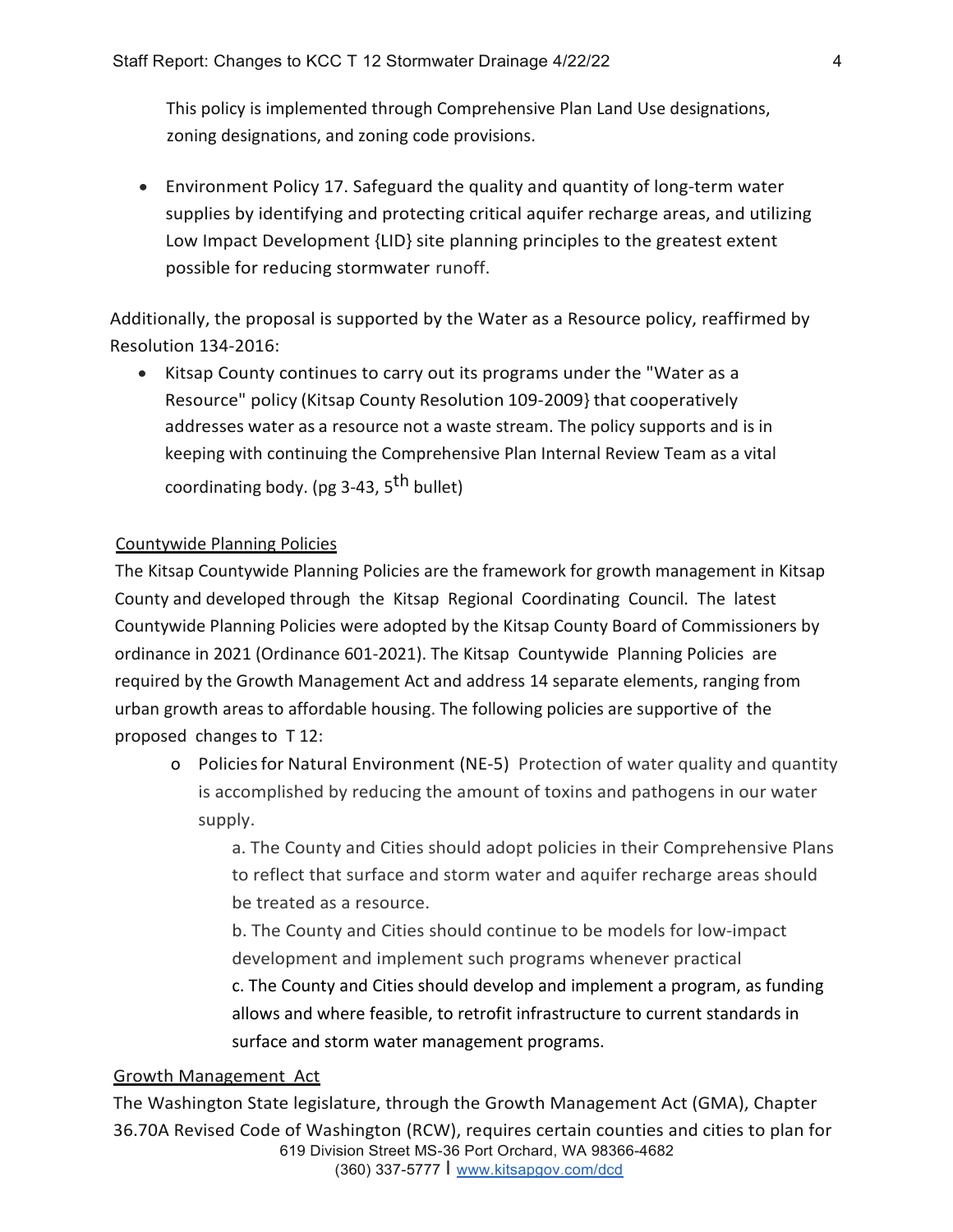This policy is implemented through Comprehensive Plan Land Use designations, zoning designations, and zoning code provisions.

- Environment Policy 17. Safeguard the quality and quantity of long-term water supplies by identifying and protecting critical aquifer recharge areas, and utilizing Low Impact Development {LID} site planning principles to the greatest extent possible for reducing stormwater runoff.

Additionally, the proposal is supported by the Water as a Resource policy, reaffirmed by Resolution 134-2016:

- Kitsap County continues to carry out its programs under the "Water as a Resource" policy (Kitsap County Resolution 109-2009} that cooperatively addresses water as a resource not a waste stream. The policy supports and is in keeping with continuing the Comprehensive Plan Internal Review Team as a vital coordinating body. (pg 3-43, 5th bullet)

Countywide Planning Policies

The Kitsap Countywide Planning Policies are the framework for growth management in Kitsap County and developed through the Kitsap Regional Coordinating Council. The latest Countywide Planning Policies were adopted by the Kitsap County Board of Commissioners by ordinance in 2021 (Ordinance 601-2021). The Kitsap Countywide Planning Policies are required by the Growth Management Act and address 14 separate elements, ranging from urban growth areas to affordable housing. The following policies are supportive of the proposed changes to T 12:

- Policies for Natural Environment (NE-5) Protection of water quality and quantity is accomplished by reducing the amount of toxins and pathogens in our water supply.

  a. The County and Cities should adopt policies in their Comprehensive Plans to reflect that surface and storm water and aquifer recharge areas should be treated as a resource.

  b. The County and Cities should continue to be models for low-impact development and implement such programs whenever practical

  c. The County and Cities should develop and implement a program, as funding allows and where feasible, to retrofit infrastructure to current standards in surface and storm water management programs.

Growth Management Act

The Washington State legislature, through the Growth Management Act (GMA), Chapter 36.70A Revised Code of Washington (RCW), requires certain counties and cities to plan for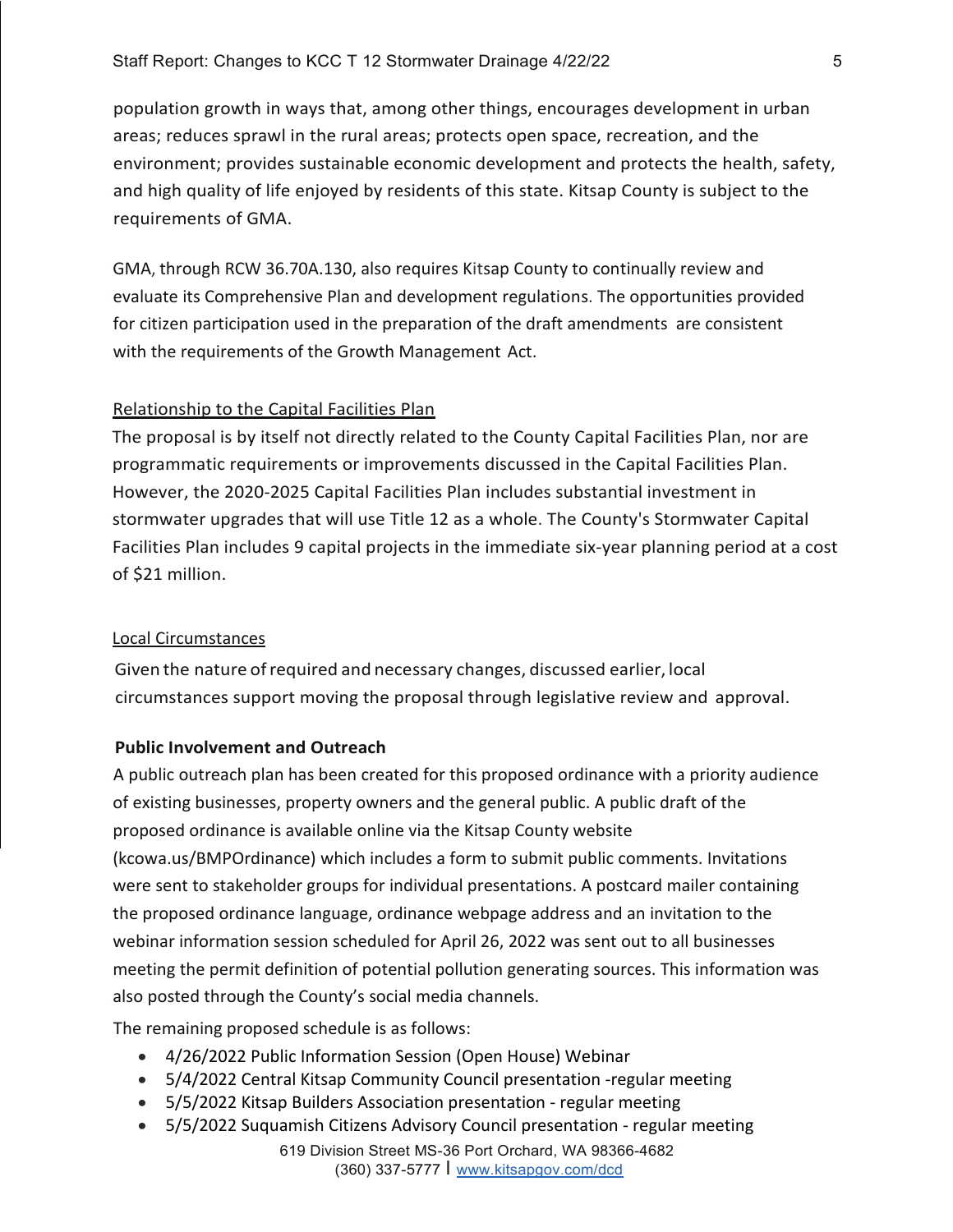population growth in ways that, among other things, encourages development in urban areas; reduces sprawl in the rural areas; protects open space, recreation, and the environment; provides sustainable economic development and protects the health, safety, and high quality of life enjoyed by residents of this state. Kitsap County is subject to the requirements of GMA.

GMA, through RCW 36.70A.130, also requires Kitsap County to continually review and evaluate its Comprehensive Plan and development regulations. The opportunities provided for citizen participation used in the preparation of the draft amendments are consistent with the requirements of the Growth Management Act.

Relationship to the Capital Facilities Plan

The proposal is by itself not directly related to the County Capital Facilities Plan, nor are programmatic requirements or improvements discussed in the Capital Facilities Plan. However, the 2020-2025 Capital Facilities Plan includes substantial investment in stormwater upgrades that will use Title 12 as a whole. The County's Stormwater Capital Facilities Plan includes 9 capital projects in the immediate six-year planning period at a cost of $21 million.

Local Circumstances

Given the nature of required and necessary changes, discussed earlier, local circumstances support moving the proposal through legislative review and approval.

**Public Involvement and Outreach**

A public outreach plan has been created for this proposed ordinance with a priority audience of existing businesses, property owners and the general public. A public draft of the proposed ordinance is available online via the Kitsap County website (kcowa.us/BMPOrdinance) which includes a form to submit public comments. Invitations were sent to stakeholder groups for individual presentations. A postcard mailer containing the proposed ordinance language, ordinance webpage address and an invitation to the webinar information session scheduled for April 26, 2022 was sent out to all businesses meeting the permit definition of potential pollution generating sources. This information was also posted through the County's social media channels.

The remaining proposed schedule is as follows:

- 4/26/2022 Public Information Session (Open House) Webinar
- 5/4/2022 Central Kitsap Community Council presentation -regular meeting
- 5/5/2022 Kitsap Builders Association presentation - regular meeting
- 5/5/2022 Suquamish Citizens Advisory Council presentation - regular meeting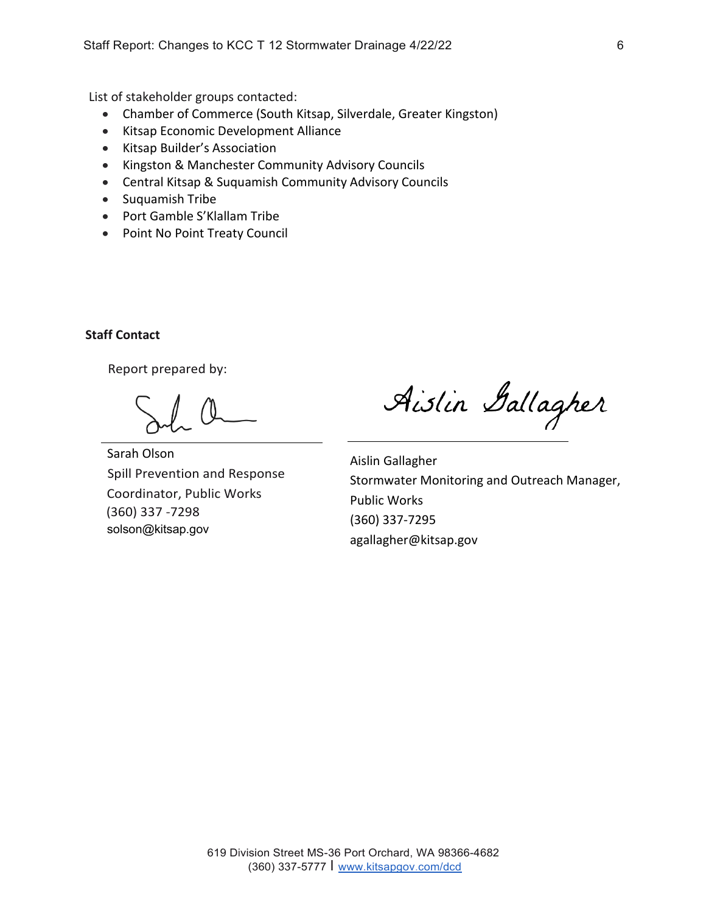List of stakeholder groups contacted:

- Chamber of Commerce (South Kitsap, Silverdale, Greater Kingston)
- Kitsap Economic Development Alliance
- Kitsap Builder's Association
- Kingston & Manchester Community Advisory Councils
- Central Kitsap & Suquamish Community Advisory Councils
- Suquamish Tribe
- Port Gamble S'Klallam Tribe
- Point No Point Treaty Council

**Staff Contact**

Report prepared by:

Sarah Olson
Spill Prevention and Response Coordinator, Public Works
(360) 337 -7298
solson@kitsap.gov

Aislin Gallagher
Stormwater Monitoring and Outreach Manager, Public Works
(360) 337-7295
agallagher@kitsap.gov